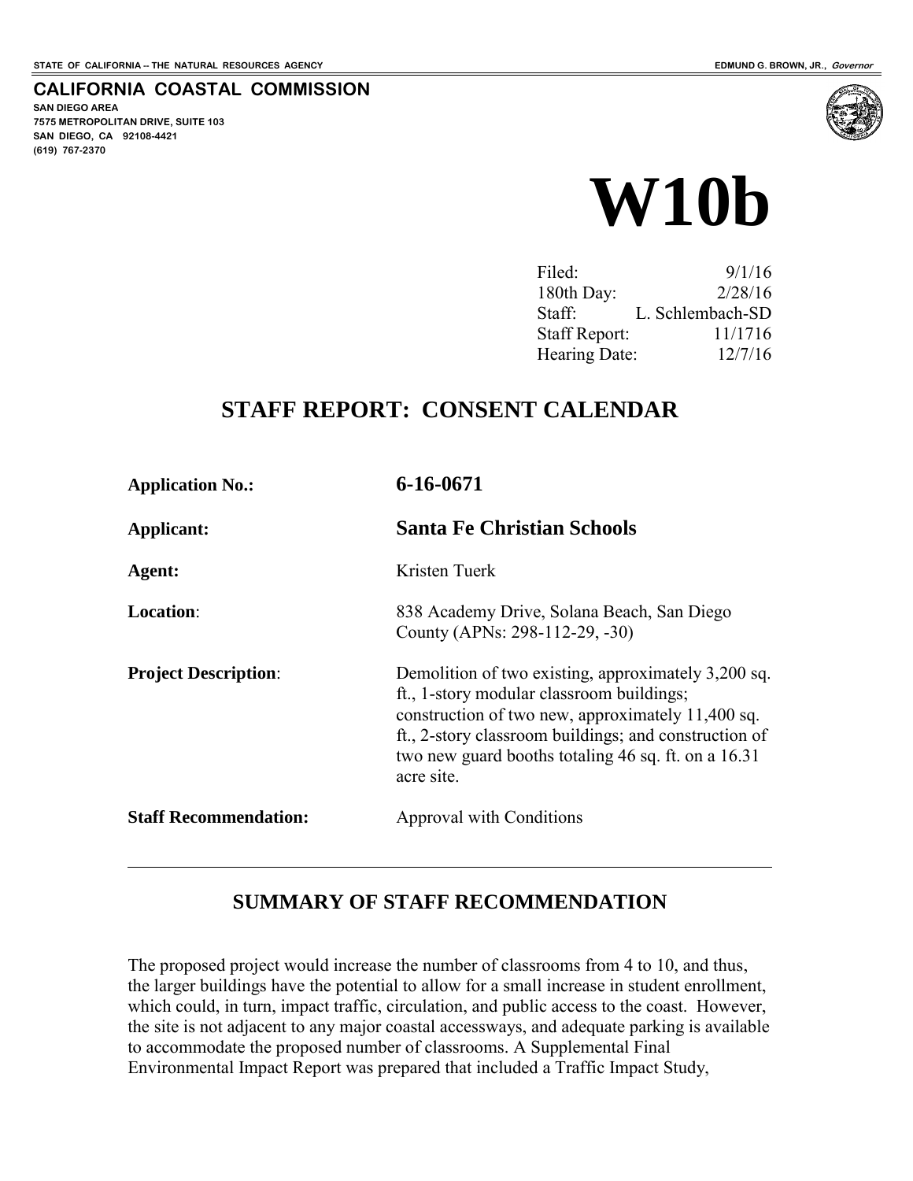STATE OF CALIFORNIA -- THE NATURAL RESOURCES AGENCY EDMUND G. BROWN, JR., *Governor*

**CALIFORNIA COASTAL COMMISSION**
**SAN DIEGO AREA**
**7575 METROPOLITAN DRIVE, SUITE 103**
**SAN DIEGO, CA 92108-4421**
**(619) 767-2370**

# W10b

| | |
|---|---|
| Filed: | 9/1/16 |
| 180th Day: | 2/28/16 |
| Staff: | L. Schlembach-SD |
| Staff Report: | 11/1716 |
| Hearing Date: | 12/7/16 |

## STAFF REPORT: CONSENT CALENDAR

| | |
|---|---|
| **Application No.:** | **6-16-0671** |
| **Applicant:** | **Santa Fe Christian Schools** |
| **Agent:** | Kristen Tuerk |
| **Location**: | 838 Academy Drive, Solana Beach, San Diego County (APNs: 298-112-29, -30) |
| **Project Description**: | Demolition of two existing, approximately 3,200 sq. ft., 1-story modular classroom buildings; construction of two new, approximately 11,400 sq. ft., 2-story classroom buildings; and construction of two new guard booths totaling 46 sq. ft. on a 16.31 acre site. |
| **Staff Recommendation:** | Approval with Conditions |

---

## SUMMARY OF STAFF RECOMMENDATION

The proposed project would increase the number of classrooms from 4 to 10, and thus, the larger buildings have the potential to allow for a small increase in student enrollment, which could, in turn, impact traffic, circulation, and public access to the coast. However, the site is not adjacent to any major coastal accessways, and adequate parking is available to accommodate the proposed number of classrooms. A Supplemental Final Environmental Impact Report was prepared that included a Traffic Impact Study,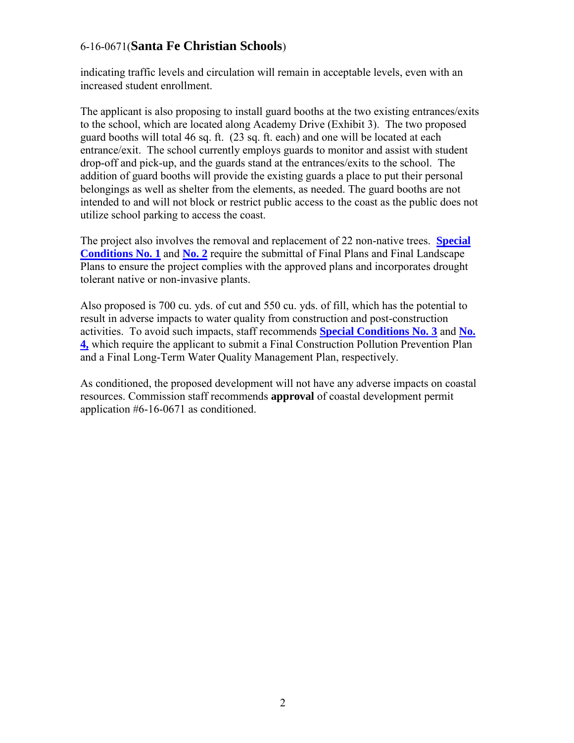indicating traffic levels and circulation will remain in acceptable levels, even with an increased student enrollment.

The applicant is also proposing to install guard booths at the two existing entrances/exits to the school, which are located along Academy Drive (Exhibit 3). The two proposed guard booths will total 46 sq. ft. (23 sq. ft. each) and one will be located at each entrance/exit. The school currently employs guards to monitor and assist with student drop-off and pick-up, and the guards stand at the entrances/exits to the school. The addition of guard booths will provide the existing guards a place to put their personal belongings as well as shelter from the elements, as needed. The guard booths are not intended to and will not block or restrict public access to the coast as the public does not utilize school parking to access the coast.

The project also involves the removal and replacement of 22 non-native trees. **Special Conditions No. 1** and **No. 2** require the submittal of Final Plans and Final Landscape Plans to ensure the project complies with the approved plans and incorporates drought tolerant native or non-invasive plants.

Also proposed is 700 cu. yds. of cut and 550 cu. yds. of fill, which has the potential to result in adverse impacts to water quality from construction and post-construction activities. To avoid such impacts, staff recommends **Special Conditions No. 3** and **No. 4,** which require the applicant to submit a Final Construction Pollution Prevention Plan and a Final Long-Term Water Quality Management Plan, respectively.

As conditioned, the proposed development will not have any adverse impacts on coastal resources. Commission staff recommends **approval** of coastal development permit application #6-16-0671 as conditioned.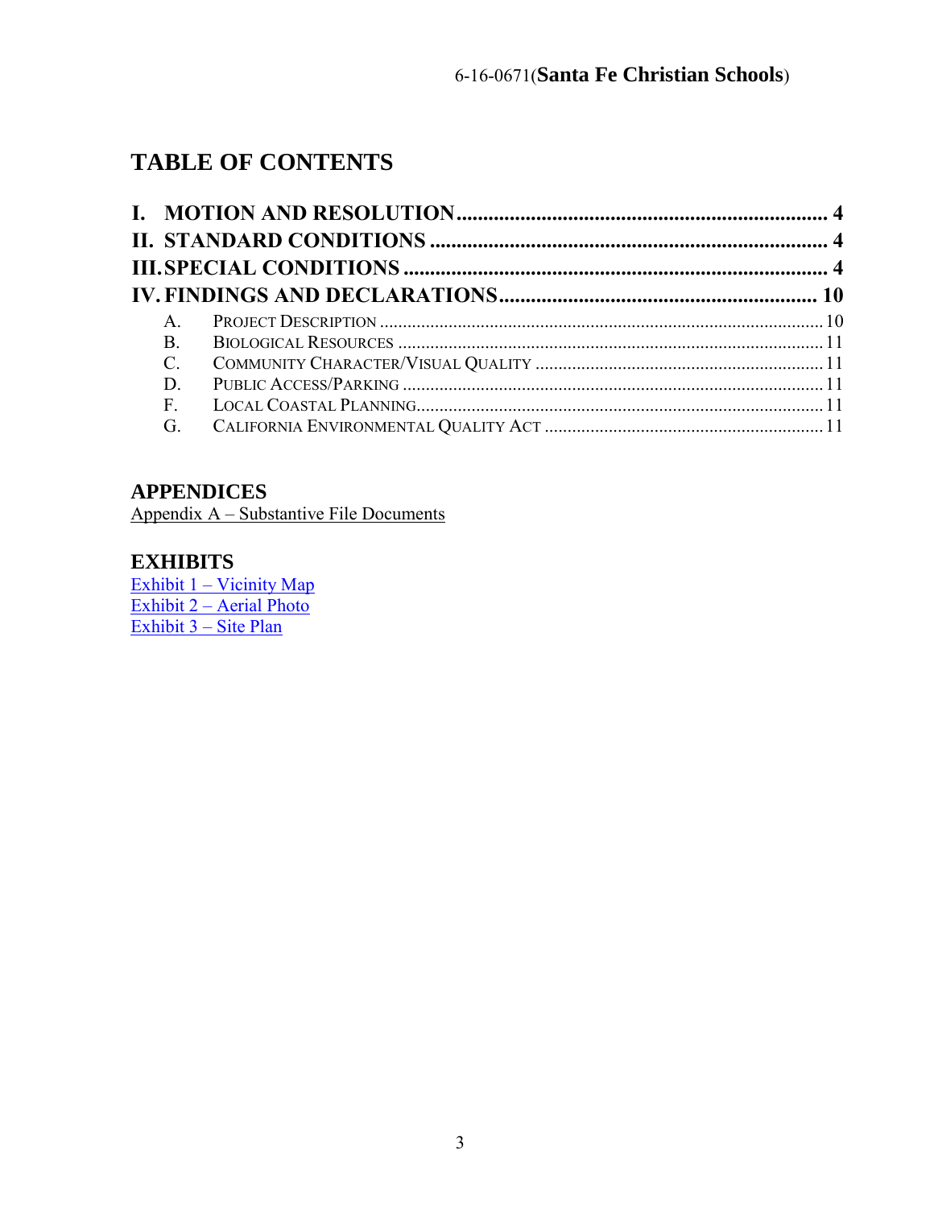# TABLE OF CONTENTS

I. MOTION AND RESOLUTION ........................................................................ 4
II. STANDARD CONDITIONS ........................................................................ 4
III. SPECIAL CONDITIONS ........................................................................ 4
IV. FINDINGS AND DECLARATIONS ........................................................................ 10

- A. PROJECT DESCRIPTION ........................................................................ 10
- B. BIOLOGICAL RESOURCES ........................................................................ 11
- C. COMMUNITY CHARACTER/VISUAL QUALITY ........................................................................ 11
- D. PUBLIC ACCESS/PARKING ........................................................................ 11
- F. LOCAL COASTAL PLANNING ........................................................................ 11
- G. CALIFORNIA ENVIRONMENTAL QUALITY ACT ........................................................................ 11

## APPENDICES

Appendix A – Substantive File Documents

## EXHIBITS

Exhibit 1 – Vicinity Map
Exhibit 2 – Aerial Photo
Exhibit 3 – Site Plan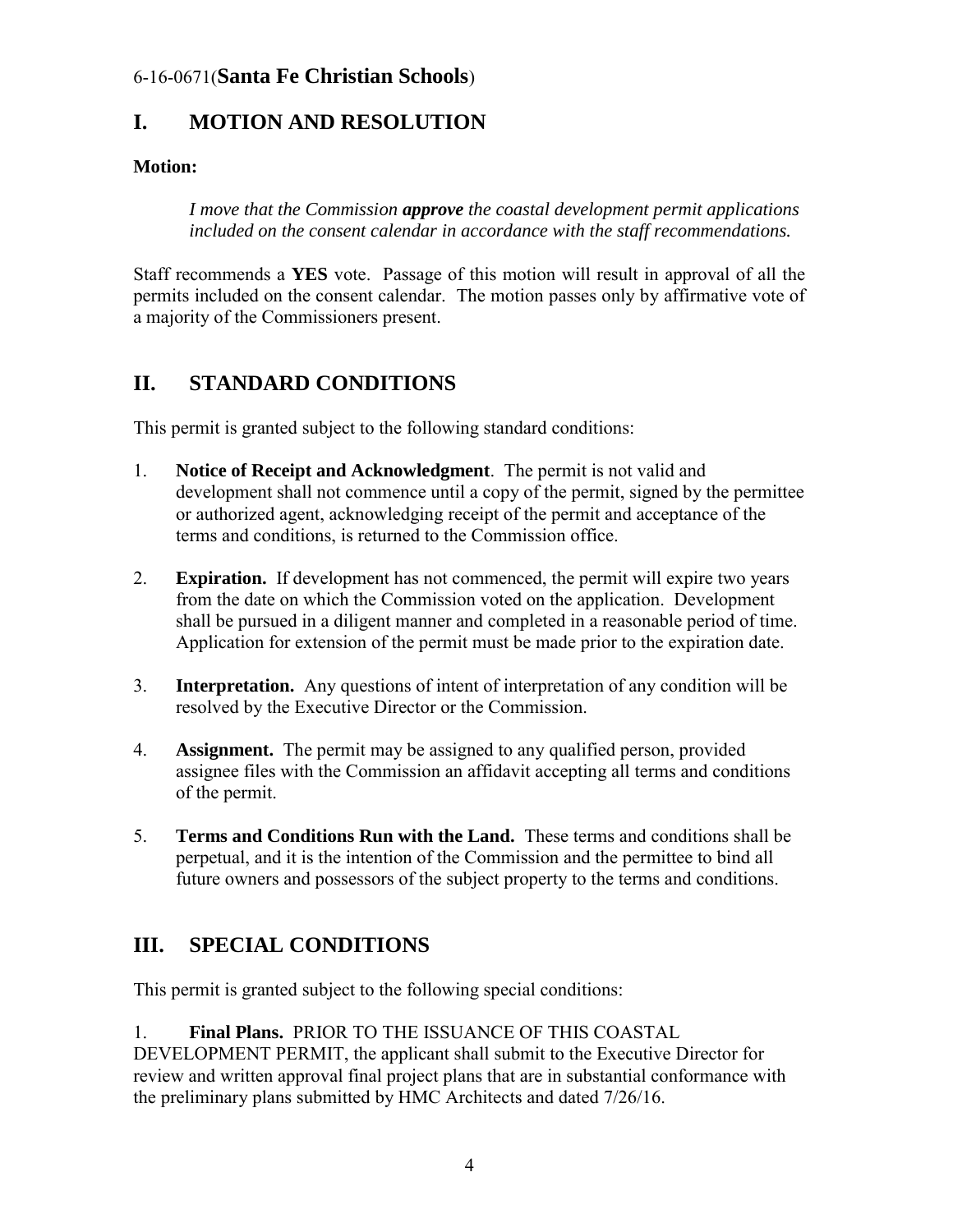6-16-0671(**Santa Fe Christian Schools**)

## I. MOTION AND RESOLUTION

**Motion:**

> *I move that the Commission **approve** the coastal development permit applications included on the consent calendar in accordance with the staff recommendations.*

Staff recommends a **YES** vote. Passage of this motion will result in approval of all the permits included on the consent calendar. The motion passes only by affirmative vote of a majority of the Commissioners present.

## II. STANDARD CONDITIONS

This permit is granted subject to the following standard conditions:

1. **Notice of Receipt and Acknowledgment**. The permit is not valid and development shall not commence until a copy of the permit, signed by the permittee or authorized agent, acknowledging receipt of the permit and acceptance of the terms and conditions, is returned to the Commission office.

2. **Expiration.** If development has not commenced, the permit will expire two years from the date on which the Commission voted on the application. Development shall be pursued in a diligent manner and completed in a reasonable period of time. Application for extension of the permit must be made prior to the expiration date.

3. **Interpretation.** Any questions of intent of interpretation of any condition will be resolved by the Executive Director or the Commission.

4. **Assignment.** The permit may be assigned to any qualified person, provided assignee files with the Commission an affidavit accepting all terms and conditions of the permit.

5. **Terms and Conditions Run with the Land.** These terms and conditions shall be perpetual, and it is the intention of the Commission and the permittee to bind all future owners and possessors of the subject property to the terms and conditions.

## III. SPECIAL CONDITIONS

This permit is granted subject to the following special conditions:

1. **Final Plans.** PRIOR TO THE ISSUANCE OF THIS COASTAL DEVELOPMENT PERMIT, the applicant shall submit to the Executive Director for review and written approval final project plans that are in substantial conformance with the preliminary plans submitted by HMC Architects and dated 7/26/16.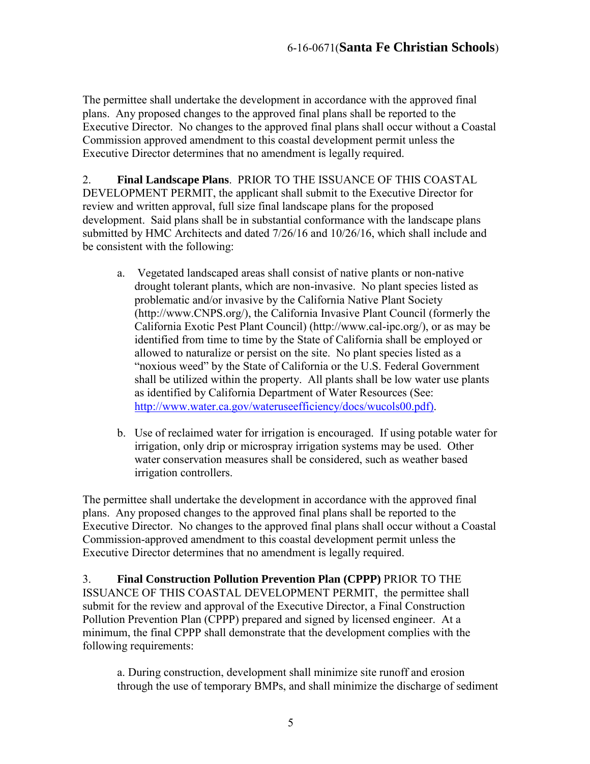The permittee shall undertake the development in accordance with the approved final plans. Any proposed changes to the approved final plans shall be reported to the Executive Director. No changes to the approved final plans shall occur without a Coastal Commission approved amendment to this coastal development permit unless the Executive Director determines that no amendment is legally required.

2. **Final Landscape Plans**. PRIOR TO THE ISSUANCE OF THIS COASTAL DEVELOPMENT PERMIT, the applicant shall submit to the Executive Director for review and written approval, full size final landscape plans for the proposed development. Said plans shall be in substantial conformance with the landscape plans submitted by HMC Architects and dated 7/26/16 and 10/26/16, which shall include and be consistent with the following:

   a. Vegetated landscaped areas shall consist of native plants or non-native drought tolerant plants, which are non-invasive. No plant species listed as problematic and/or invasive by the California Native Plant Society (http://www.CNPS.org/), the California Invasive Plant Council (formerly the California Exotic Pest Plant Council) (http://www.cal-ipc.org/), or as may be identified from time to time by the State of California shall be employed or allowed to naturalize or persist on the site. No plant species listed as a "noxious weed" by the State of California or the U.S. Federal Government shall be utilized within the property. All plants shall be low water use plants as identified by California Department of Water Resources (See: [http://www.water.ca.gov/wateruseefficiency/docs/wucols00.pdf)](http://www.water.ca.gov/wateruseefficiency/docs/wucols00.pdf).

   b. Use of reclaimed water for irrigation is encouraged. If using potable water for irrigation, only drip or microspray irrigation systems may be used. Other water conservation measures shall be considered, such as weather based irrigation controllers.

The permittee shall undertake the development in accordance with the approved final plans. Any proposed changes to the approved final plans shall be reported to the Executive Director. No changes to the approved final plans shall occur without a Coastal Commission-approved amendment to this coastal development permit unless the Executive Director determines that no amendment is legally required.

3. **Final Construction Pollution Prevention Plan (CPPP)** PRIOR TO THE ISSUANCE OF THIS COASTAL DEVELOPMENT PERMIT, the permittee shall submit for the review and approval of the Executive Director, a Final Construction Pollution Prevention Plan (CPPP) prepared and signed by licensed engineer. At a minimum, the final CPPP shall demonstrate that the development complies with the following requirements:

   a. During construction, development shall minimize site runoff and erosion through the use of temporary BMPs, and shall minimize the discharge of sediment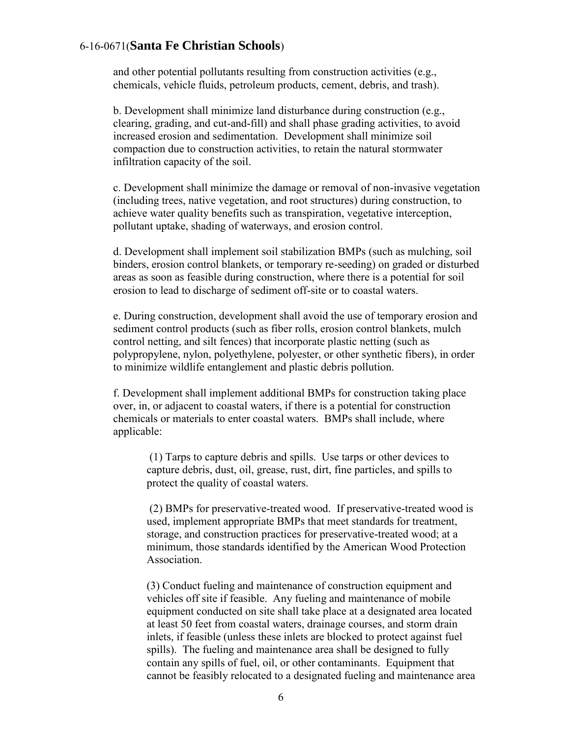and other potential pollutants resulting from construction activities (e.g., chemicals, vehicle fluids, petroleum products, cement, debris, and trash).

b. Development shall minimize land disturbance during construction (e.g., clearing, grading, and cut-and-fill) and shall phase grading activities, to avoid increased erosion and sedimentation. Development shall minimize soil compaction due to construction activities, to retain the natural stormwater infiltration capacity of the soil.

c. Development shall minimize the damage or removal of non-invasive vegetation (including trees, native vegetation, and root structures) during construction, to achieve water quality benefits such as transpiration, vegetative interception, pollutant uptake, shading of waterways, and erosion control.

d. Development shall implement soil stabilization BMPs (such as mulching, soil binders, erosion control blankets, or temporary re-seeding) on graded or disturbed areas as soon as feasible during construction, where there is a potential for soil erosion to lead to discharge of sediment off-site or to coastal waters.

e. During construction, development shall avoid the use of temporary erosion and sediment control products (such as fiber rolls, erosion control blankets, mulch control netting, and silt fences) that incorporate plastic netting (such as polypropylene, nylon, polyethylene, polyester, or other synthetic fibers), in order to minimize wildlife entanglement and plastic debris pollution.

f. Development shall implement additional BMPs for construction taking place over, in, or adjacent to coastal waters, if there is a potential for construction chemicals or materials to enter coastal waters. BMPs shall include, where applicable:

(1) Tarps to capture debris and spills. Use tarps or other devices to capture debris, dust, oil, grease, rust, dirt, fine particles, and spills to protect the quality of coastal waters.

(2) BMPs for preservative-treated wood. If preservative-treated wood is used, implement appropriate BMPs that meet standards for treatment, storage, and construction practices for preservative-treated wood; at a minimum, those standards identified by the American Wood Protection Association.

(3) Conduct fueling and maintenance of construction equipment and vehicles off site if feasible. Any fueling and maintenance of mobile equipment conducted on site shall take place at a designated area located at least 50 feet from coastal waters, drainage courses, and storm drain inlets, if feasible (unless these inlets are blocked to protect against fuel spills). The fueling and maintenance area shall be designed to fully contain any spills of fuel, oil, or other contaminants. Equipment that cannot be feasibly relocated to a designated fueling and maintenance area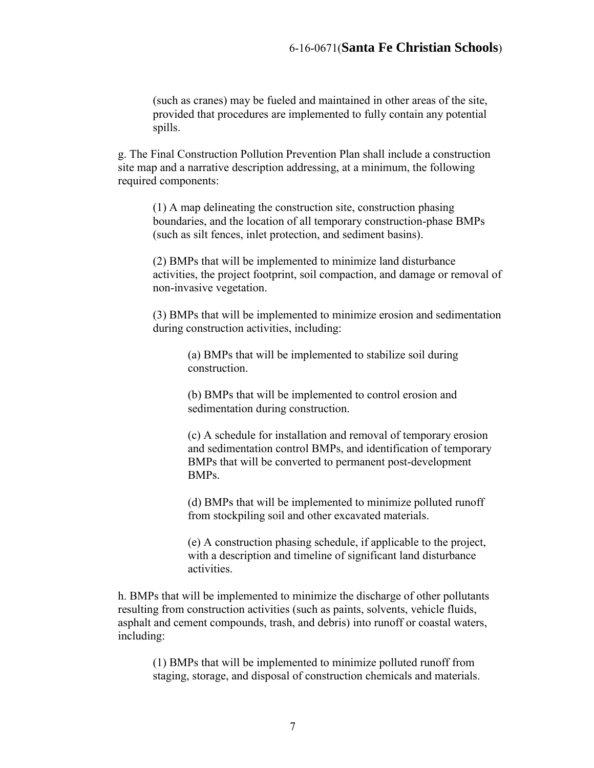(such as cranes) may be fueled and maintained in other areas of the site, provided that procedures are implemented to fully contain any potential spills.

g. The Final Construction Pollution Prevention Plan shall include a construction site map and a narrative description addressing, at a minimum, the following required components:

(1) A map delineating the construction site, construction phasing boundaries, and the location of all temporary construction-phase BMPs (such as silt fences, inlet protection, and sediment basins).

(2) BMPs that will be implemented to minimize land disturbance activities, the project footprint, soil compaction, and damage or removal of non-invasive vegetation.

(3) BMPs that will be implemented to minimize erosion and sedimentation during construction activities, including:

(a) BMPs that will be implemented to stabilize soil during construction.

(b) BMPs that will be implemented to control erosion and sedimentation during construction.

(c) A schedule for installation and removal of temporary erosion and sedimentation control BMPs, and identification of temporary BMPs that will be converted to permanent post-development BMPs.

(d) BMPs that will be implemented to minimize polluted runoff from stockpiling soil and other excavated materials.

(e) A construction phasing schedule, if applicable to the project, with a description and timeline of significant land disturbance activities.

h. BMPs that will be implemented to minimize the discharge of other pollutants resulting from construction activities (such as paints, solvents, vehicle fluids, asphalt and cement compounds, trash, and debris) into runoff or coastal waters, including:

(1) BMPs that will be implemented to minimize polluted runoff from staging, storage, and disposal of construction chemicals and materials.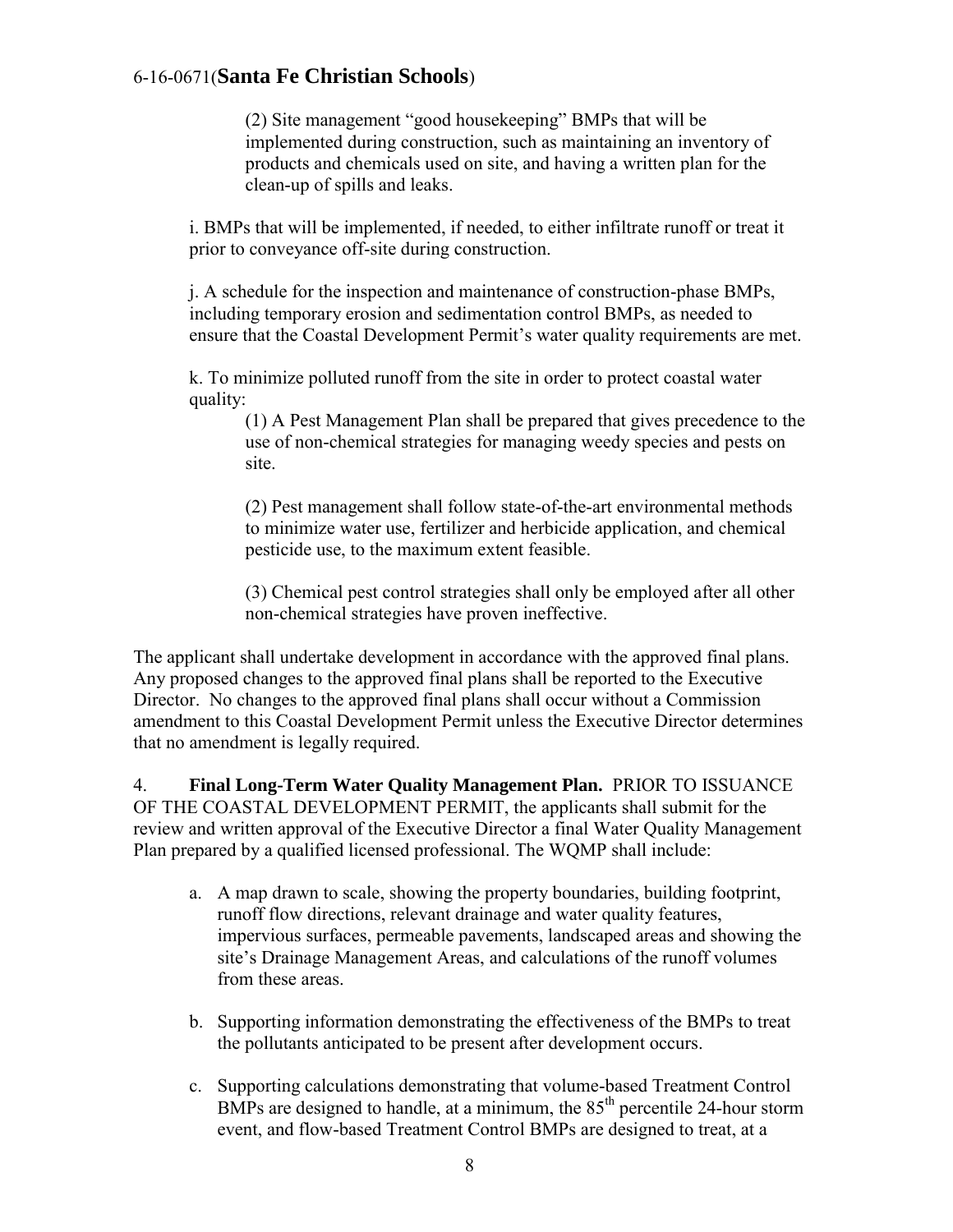(2) Site management "good housekeeping" BMPs that will be implemented during construction, such as maintaining an inventory of products and chemicals used on site, and having a written plan for the clean-up of spills and leaks.

i. BMPs that will be implemented, if needed, to either infiltrate runoff or treat it prior to conveyance off-site during construction.

j. A schedule for the inspection and maintenance of construction-phase BMPs, including temporary erosion and sedimentation control BMPs, as needed to ensure that the Coastal Development Permit's water quality requirements are met.

k. To minimize polluted runoff from the site in order to protect coastal water quality:

(1) A Pest Management Plan shall be prepared that gives precedence to the use of non-chemical strategies for managing weedy species and pests on site.

(2) Pest management shall follow state-of-the-art environmental methods to minimize water use, fertilizer and herbicide application, and chemical pesticide use, to the maximum extent feasible.

(3) Chemical pest control strategies shall only be employed after all other non-chemical strategies have proven ineffective.

The applicant shall undertake development in accordance with the approved final plans. Any proposed changes to the approved final plans shall be reported to the Executive Director. No changes to the approved final plans shall occur without a Commission amendment to this Coastal Development Permit unless the Executive Director determines that no amendment is legally required.

4. **Final Long-Term Water Quality Management Plan.** PRIOR TO ISSUANCE OF THE COASTAL DEVELOPMENT PERMIT, the applicants shall submit for the review and written approval of the Executive Director a final Water Quality Management Plan prepared by a qualified licensed professional. The WQMP shall include:

a. A map drawn to scale, showing the property boundaries, building footprint, runoff flow directions, relevant drainage and water quality features, impervious surfaces, permeable pavements, landscaped areas and showing the site's Drainage Management Areas, and calculations of the runoff volumes from these areas.

b. Supporting information demonstrating the effectiveness of the BMPs to treat the pollutants anticipated to be present after development occurs.

c. Supporting calculations demonstrating that volume-based Treatment Control BMPs are designed to handle, at a minimum, the 85$^{th}$ percentile 24-hour storm event, and flow-based Treatment Control BMPs are designed to treat, at a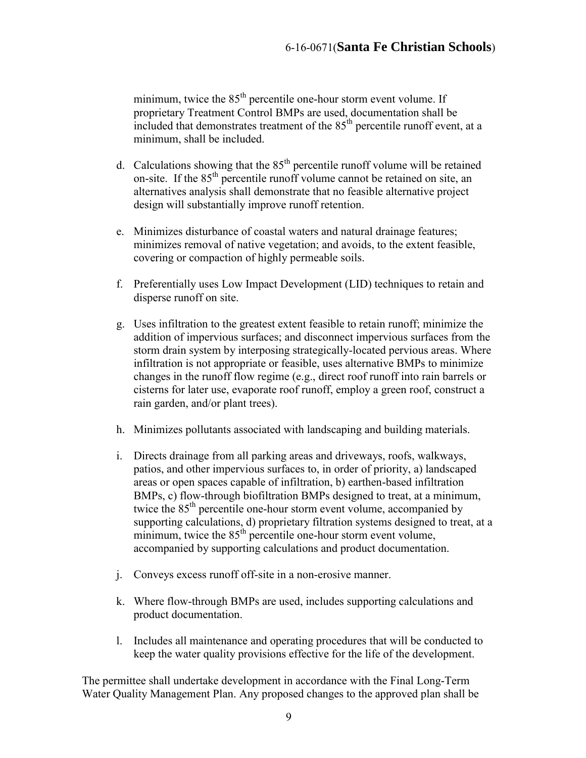minimum, twice the 85$^{th}$ percentile one-hour storm event volume. If proprietary Treatment Control BMPs are used, documentation shall be included that demonstrates treatment of the 85$^{th}$ percentile runoff event, at a minimum, shall be included.

d. Calculations showing that the 85$^{th}$ percentile runoff volume will be retained on-site. If the 85$^{th}$ percentile runoff volume cannot be retained on site, an alternatives analysis shall demonstrate that no feasible alternative project design will substantially improve runoff retention.

e. Minimizes disturbance of coastal waters and natural drainage features; minimizes removal of native vegetation; and avoids, to the extent feasible, covering or compaction of highly permeable soils.

f. Preferentially uses Low Impact Development (LID) techniques to retain and disperse runoff on site.

g. Uses infiltration to the greatest extent feasible to retain runoff; minimize the addition of impervious surfaces; and disconnect impervious surfaces from the storm drain system by interposing strategically-located pervious areas. Where infiltration is not appropriate or feasible, uses alternative BMPs to minimize changes in the runoff flow regime (e.g., direct roof runoff into rain barrels or cisterns for later use, evaporate roof runoff, employ a green roof, construct a rain garden, and/or plant trees).

h. Minimizes pollutants associated with landscaping and building materials.

i. Directs drainage from all parking areas and driveways, roofs, walkways, patios, and other impervious surfaces to, in order of priority, a) landscaped areas or open spaces capable of infiltration, b) earthen-based infiltration BMPs, c) flow-through biofiltration BMPs designed to treat, at a minimum, twice the 85$^{th}$ percentile one-hour storm event volume, accompanied by supporting calculations, d) proprietary filtration systems designed to treat, at a minimum, twice the 85$^{th}$ percentile one-hour storm event volume, accompanied by supporting calculations and product documentation.

j. Conveys excess runoff off-site in a non-erosive manner.

k. Where flow-through BMPs are used, includes supporting calculations and product documentation.

l. Includes all maintenance and operating procedures that will be conducted to keep the water quality provisions effective for the life of the development.

The permittee shall undertake development in accordance with the Final Long-Term Water Quality Management Plan. Any proposed changes to the approved plan shall be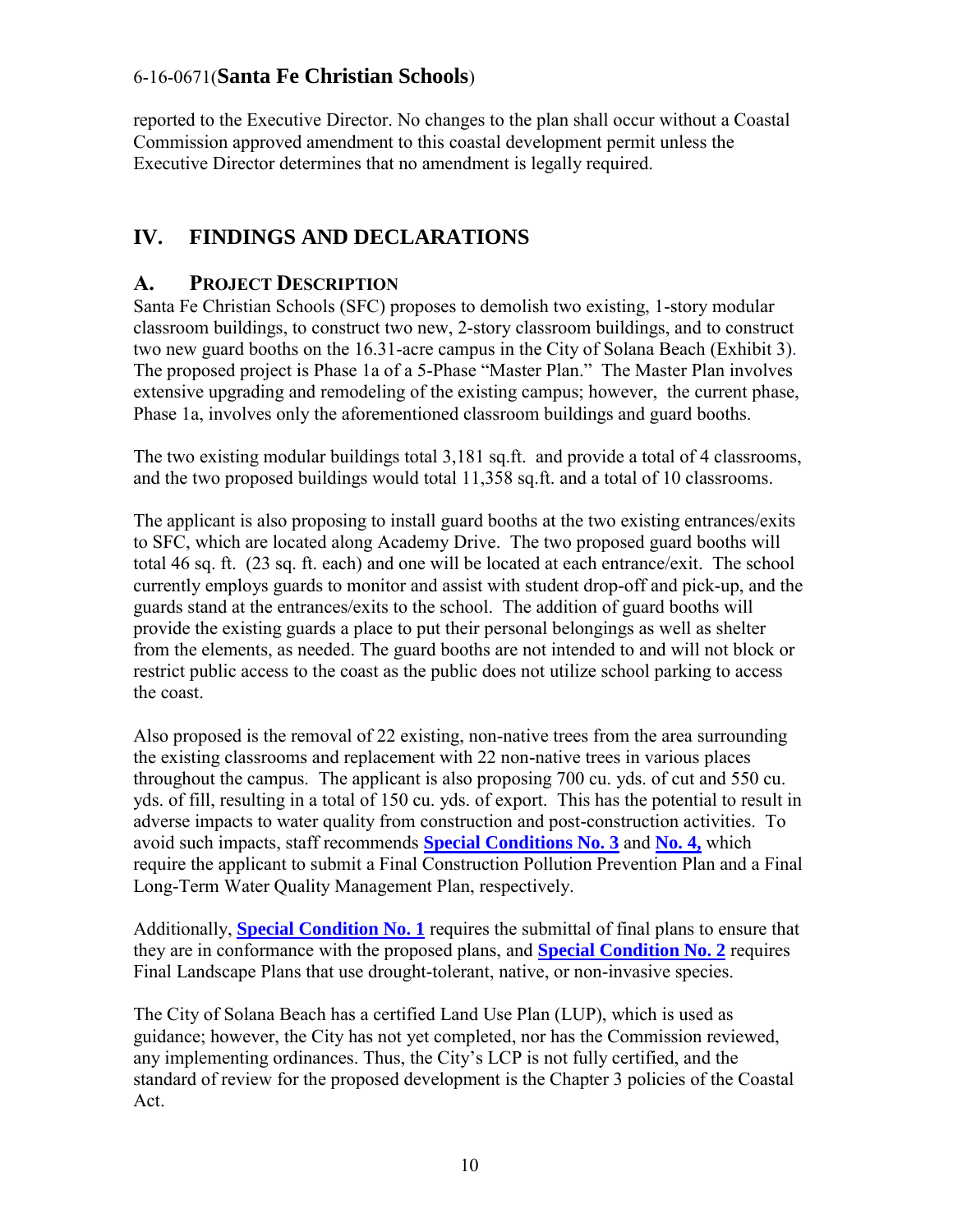reported to the Executive Director. No changes to the plan shall occur without a Coastal Commission approved amendment to this coastal development permit unless the Executive Director determines that no amendment is legally required.

# IV. FINDINGS AND DECLARATIONS

## A. PROJECT DESCRIPTION

Santa Fe Christian Schools (SFC) proposes to demolish two existing, 1-story modular classroom buildings, to construct two new, 2-story classroom buildings, and to construct two new guard booths on the 16.31-acre campus in the City of Solana Beach (Exhibit 3). The proposed project is Phase 1a of a 5-Phase "Master Plan." The Master Plan involves extensive upgrading and remodeling of the existing campus; however, the current phase, Phase 1a, involves only the aforementioned classroom buildings and guard booths.

The two existing modular buildings total 3,181 sq.ft. and provide a total of 4 classrooms, and the two proposed buildings would total 11,358 sq.ft. and a total of 10 classrooms.

The applicant is also proposing to install guard booths at the two existing entrances/exits to SFC, which are located along Academy Drive. The two proposed guard booths will total 46 sq. ft. (23 sq. ft. each) and one will be located at each entrance/exit. The school currently employs guards to monitor and assist with student drop-off and pick-up, and the guards stand at the entrances/exits to the school. The addition of guard booths will provide the existing guards a place to put their personal belongings as well as shelter from the elements, as needed. The guard booths are not intended to and will not block or restrict public access to the coast as the public does not utilize school parking to access the coast.

Also proposed is the removal of 22 existing, non-native trees from the area surrounding the existing classrooms and replacement with 22 non-native trees in various places throughout the campus. The applicant is also proposing 700 cu. yds. of cut and 550 cu. yds. of fill, resulting in a total of 150 cu. yds. of export. This has the potential to result in adverse impacts to water quality from construction and post-construction activities. To avoid such impacts, staff recommends **Special Conditions No. 3** and **No. 4,** which require the applicant to submit a Final Construction Pollution Prevention Plan and a Final Long-Term Water Quality Management Plan, respectively.

Additionally, **Special Condition No. 1** requires the submittal of final plans to ensure that they are in conformance with the proposed plans, and **Special Condition No. 2** requires Final Landscape Plans that use drought-tolerant, native, or non-invasive species.

The City of Solana Beach has a certified Land Use Plan (LUP), which is used as guidance; however, the City has not yet completed, nor has the Commission reviewed, any implementing ordinances. Thus, the City's LCP is not fully certified, and the standard of review for the proposed development is the Chapter 3 policies of the Coastal Act.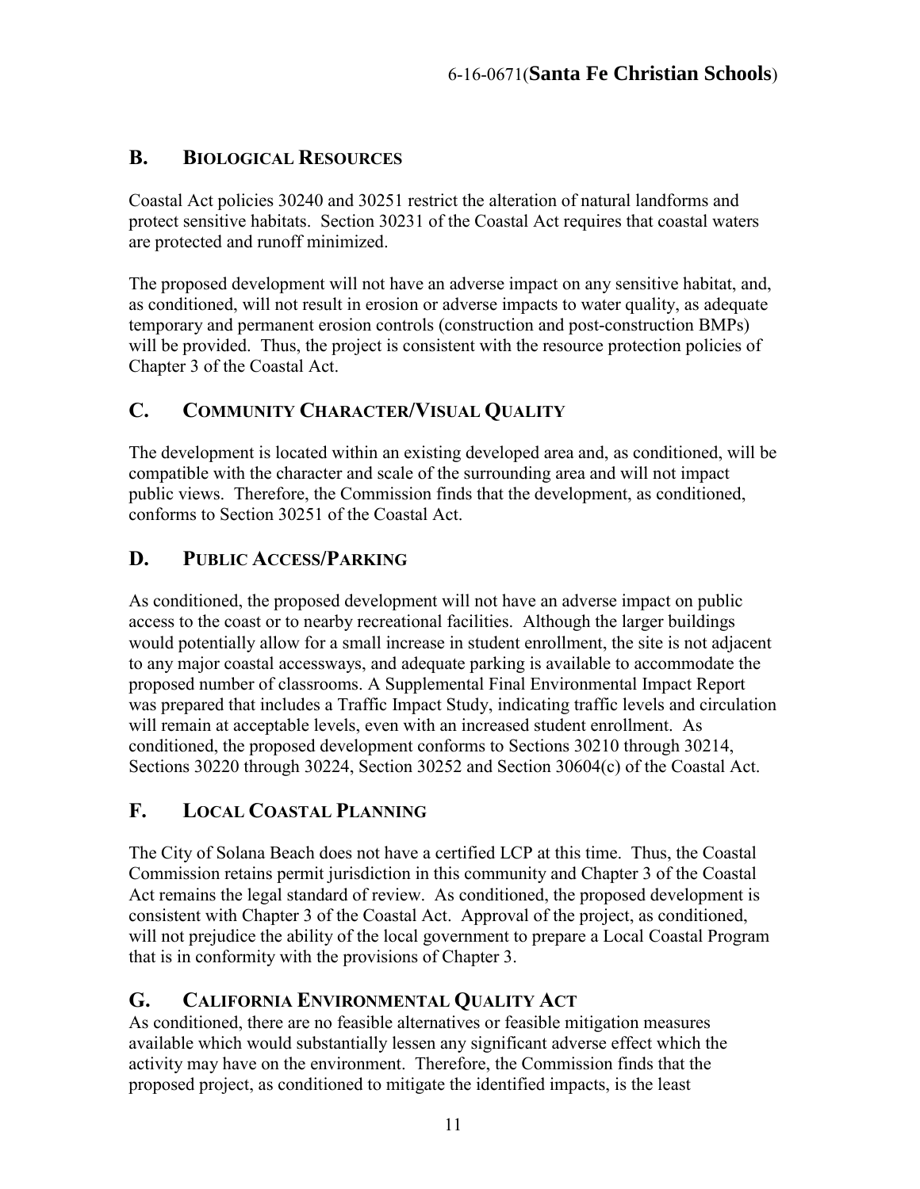## B. BIOLOGICAL RESOURCES

Coastal Act policies 30240 and 30251 restrict the alteration of natural landforms and protect sensitive habitats. Section 30231 of the Coastal Act requires that coastal waters are protected and runoff minimized.

The proposed development will not have an adverse impact on any sensitive habitat, and, as conditioned, will not result in erosion or adverse impacts to water quality, as adequate temporary and permanent erosion controls (construction and post-construction BMPs) will be provided. Thus, the project is consistent with the resource protection policies of Chapter 3 of the Coastal Act.

## C. COMMUNITY CHARACTER/VISUAL QUALITY

The development is located within an existing developed area and, as conditioned, will be compatible with the character and scale of the surrounding area and will not impact public views. Therefore, the Commission finds that the development, as conditioned, conforms to Section 30251 of the Coastal Act.

## D. PUBLIC ACCESS/PARKING

As conditioned, the proposed development will not have an adverse impact on public access to the coast or to nearby recreational facilities. Although the larger buildings would potentially allow for a small increase in student enrollment, the site is not adjacent to any major coastal accessways, and adequate parking is available to accommodate the proposed number of classrooms. A Supplemental Final Environmental Impact Report was prepared that includes a Traffic Impact Study, indicating traffic levels and circulation will remain at acceptable levels, even with an increased student enrollment. As conditioned, the proposed development conforms to Sections 30210 through 30214, Sections 30220 through 30224, Section 30252 and Section 30604(c) of the Coastal Act.

## F. LOCAL COASTAL PLANNING

The City of Solana Beach does not have a certified LCP at this time. Thus, the Coastal Commission retains permit jurisdiction in this community and Chapter 3 of the Coastal Act remains the legal standard of review. As conditioned, the proposed development is consistent with Chapter 3 of the Coastal Act. Approval of the project, as conditioned, will not prejudice the ability of the local government to prepare a Local Coastal Program that is in conformity with the provisions of Chapter 3.

## G. CALIFORNIA ENVIRONMENTAL QUALITY ACT

As conditioned, there are no feasible alternatives or feasible mitigation measures available which would substantially lessen any significant adverse effect which the activity may have on the environment. Therefore, the Commission finds that the proposed project, as conditioned to mitigate the identified impacts, is the least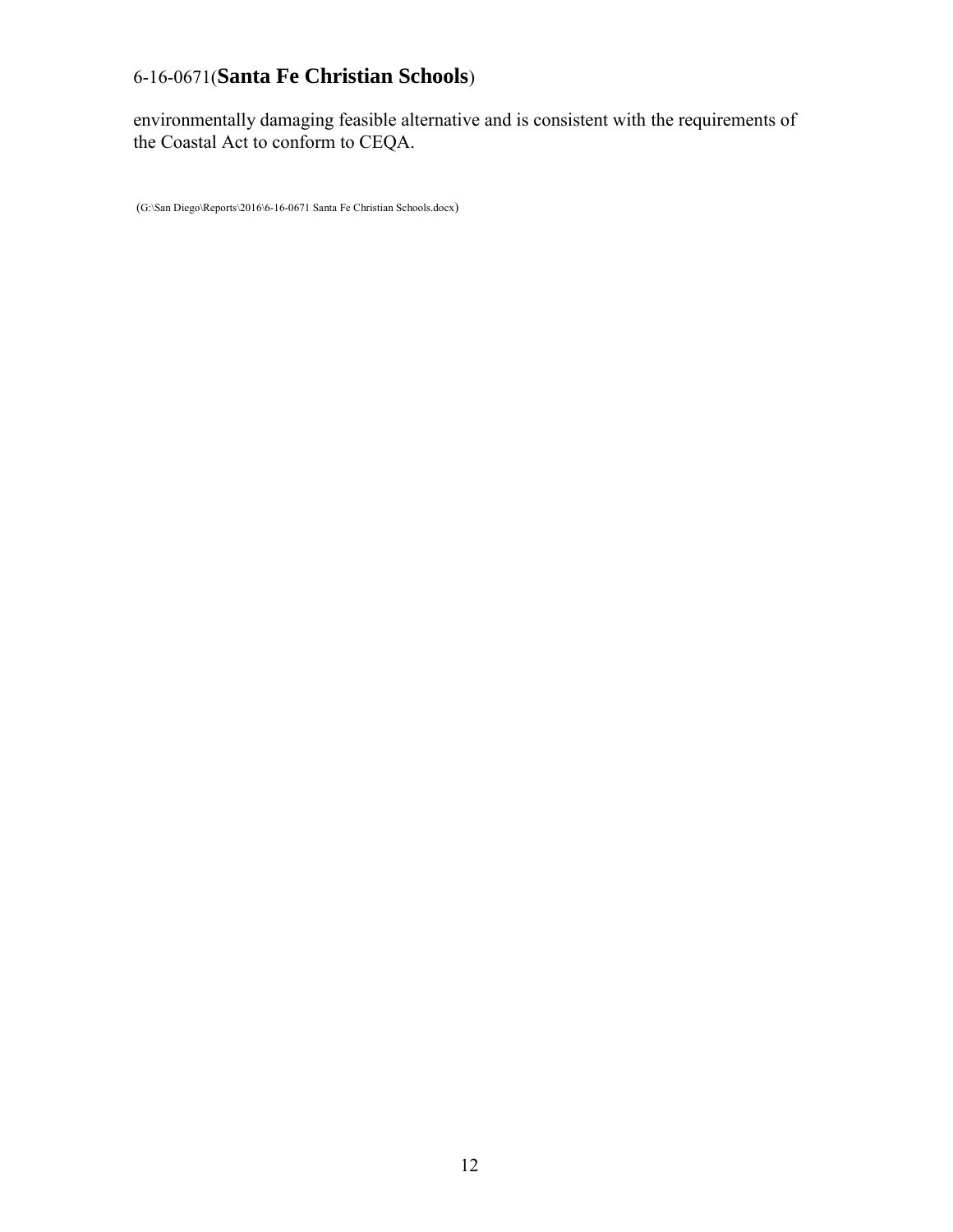environmentally damaging feasible alternative and is consistent with the requirements of the Coastal Act to conform to CEQA.

(G:\San Diego\Reports\2016\6-16-0671 Santa Fe Christian Schools.docx)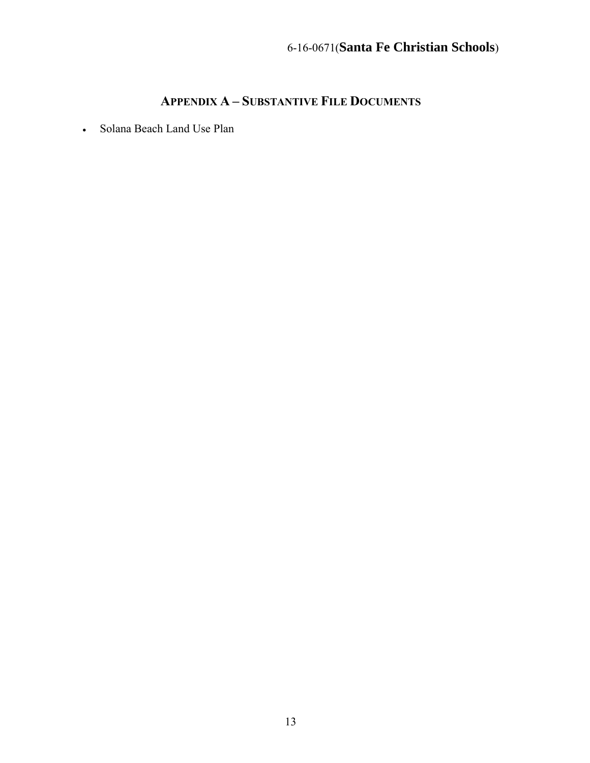## APPENDIX A – SUBSTANTIVE FILE DOCUMENTS

- Solana Beach Land Use Plan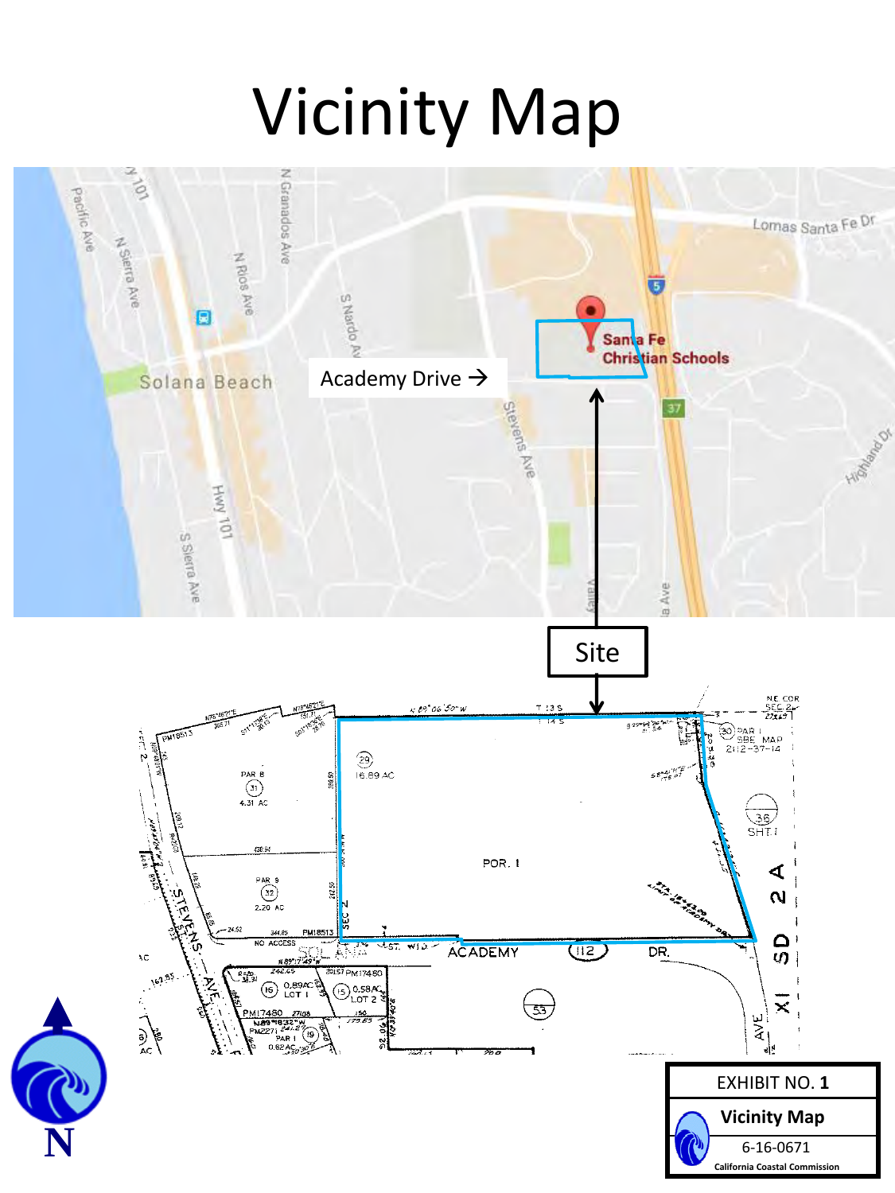# Vicinity Map

Academy Drive →

Site

EXHIBIT NO. 1

**Vicinity Map**

6-16-0671

California Coastal Commission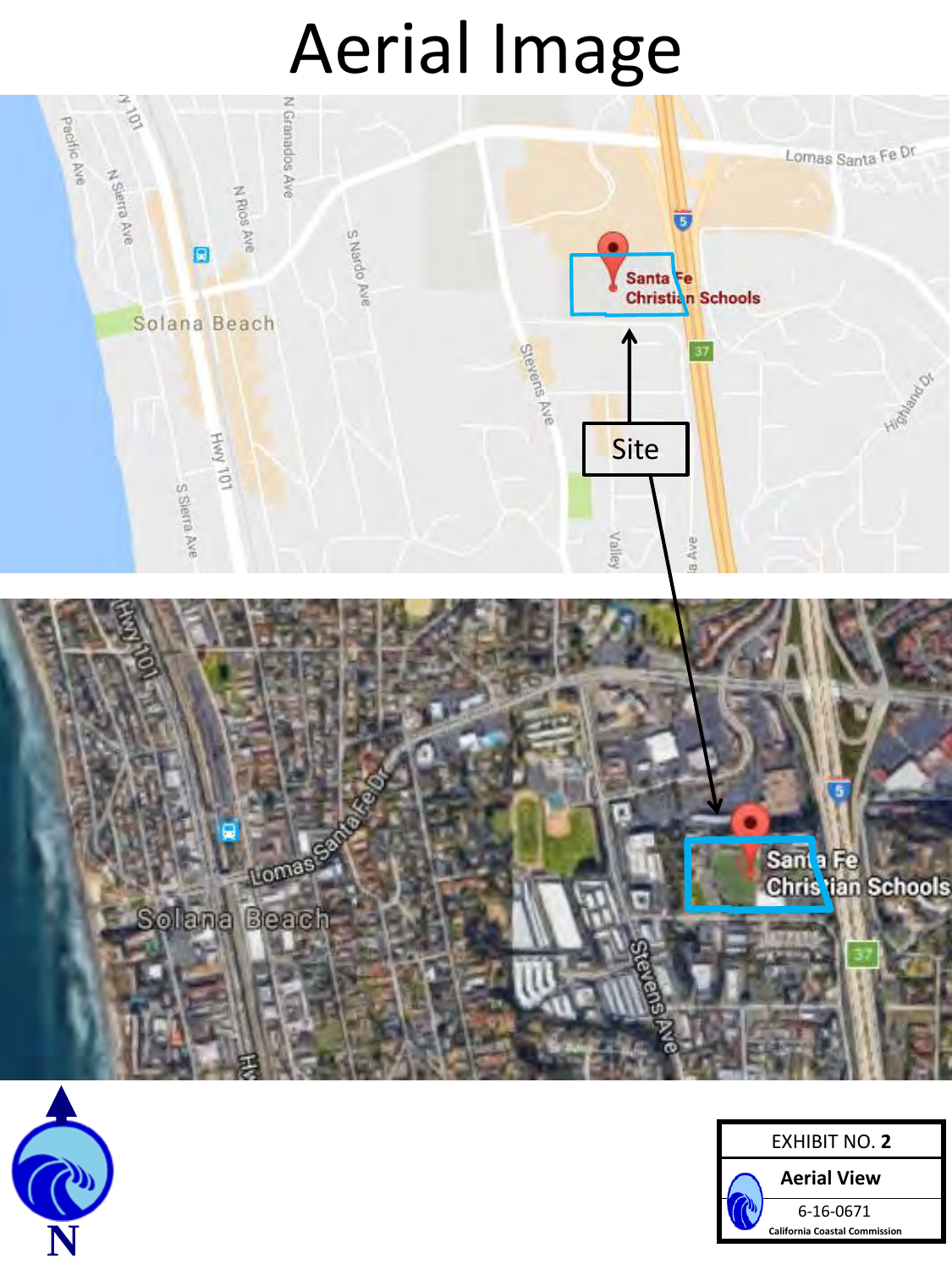# Aerial Image

Site

N

| EXHIBIT NO. **2** |
| --- |
| **Aerial View** |
| 6-16-0671 |
| California Coastal Commission |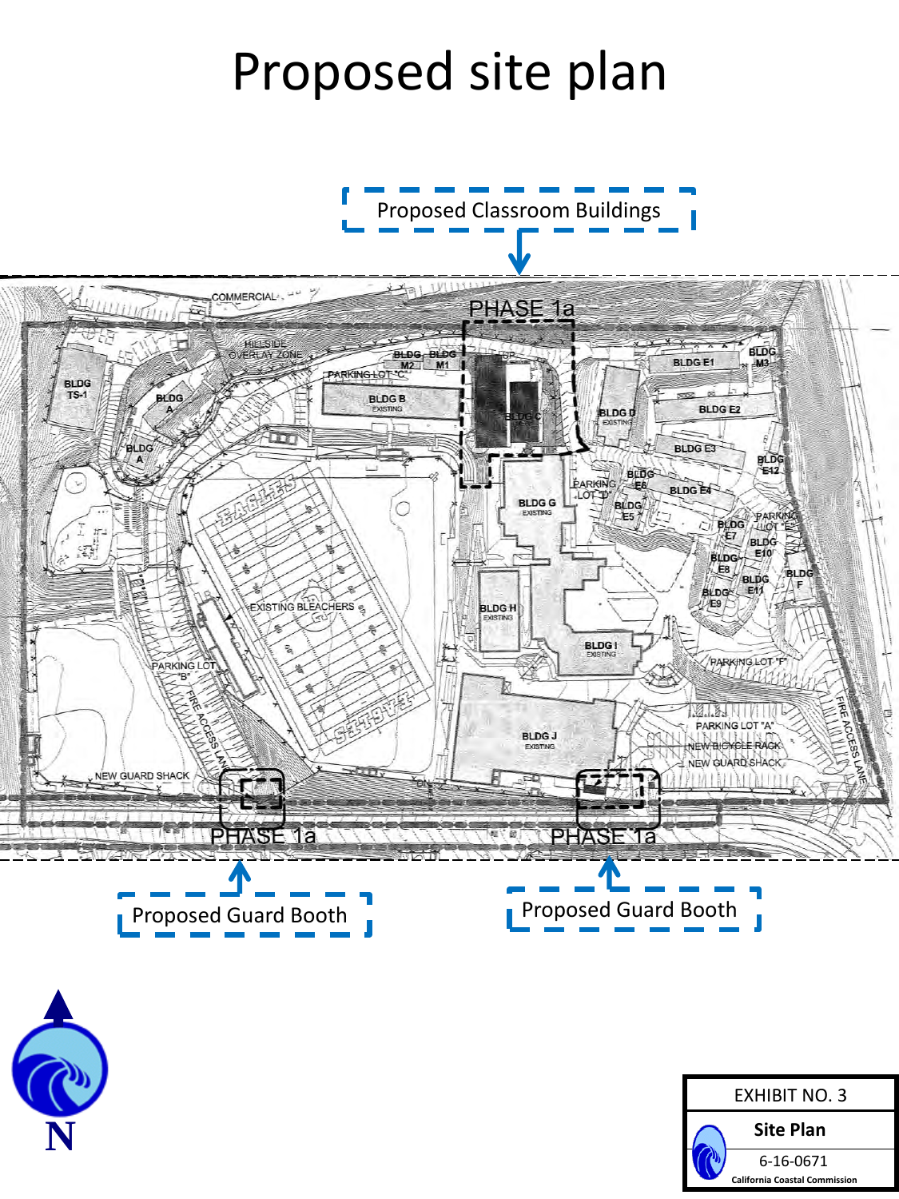# Proposed site plan

Proposed Classroom Buildings

Proposed Guard Booth

Proposed Guard Booth

EXHIBIT NO. 3

**Site Plan**

6-16-0671

California Coastal Commission